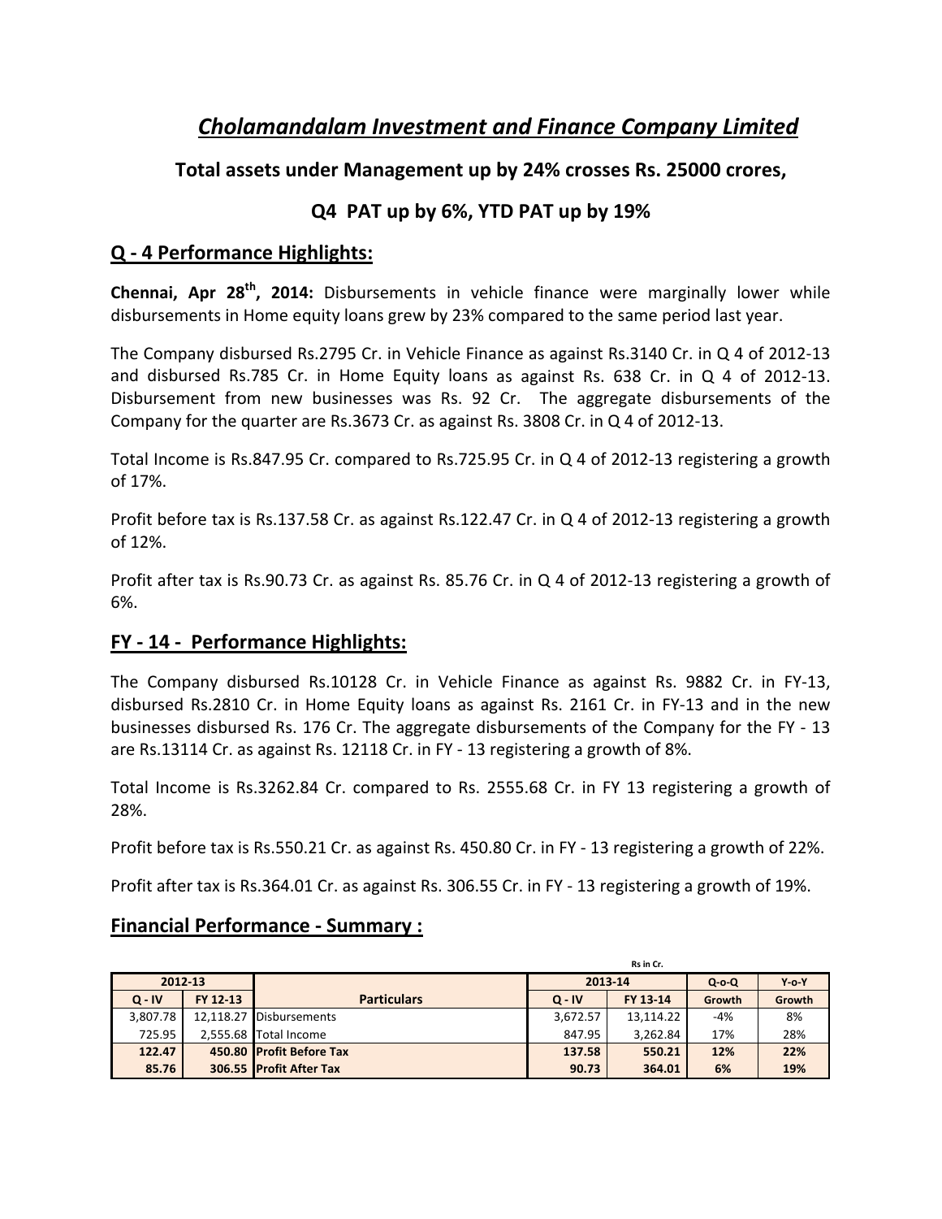# *Cholamandalam Investment and Finance Company Limited*

## Total assets under Management up by 24% crosses Rs. 25000 crores,

## Q4 PAT up by 6%, YTD PAT up by 19%

## Q - 4 Performance Highlights:

**Chennai, Apr 28[th], 2014:** Disbursements in vehicle finance were marginally lower while disbursements in Home equity loans grew by 23% compared to the same period last year.

The Company disbursed Rs.2795 Cr. in Vehicle Finance as against Rs.3140 Cr. in Q 4 of 2012-13 and disbursed Rs.785 Cr. in Home Equity loans as against Rs. 638 Cr. in Q 4 of 2012-13. Disbursement from new businesses was Rs. 92 Cr. The aggregate disbursements of the Company for the quarter are Rs.3673 Cr. as against Rs. 3808 Cr. in Q 4 of 2012-13.

Total Income is Rs.847.95 Cr. compared to Rs.725.95 Cr. in Q 4 of 2012-13 registering a growth of 17%.

Profit before tax is Rs.137.58 Cr. as against Rs.122.47 Cr. in Q 4 of 2012-13 registering a growth of 12%.

Profit after tax is Rs.90.73 Cr. as against Rs. 85.76 Cr. in Q 4 of 2012-13 registering a growth of 6%.

## FY - 14 - Performance Highlights:

The Company disbursed Rs.10128 Cr. in Vehicle Finance as against Rs. 9882 Cr. in FY-13, disbursed Rs.2810 Cr. in Home Equity loans as against Rs. 2161 Cr. in FY-13 and in the new businesses disbursed Rs. 176 Cr. The aggregate disbursements of the Company for the FY - 13 are Rs.13114 Cr. as against Rs. 12118 Cr. in FY - 13 registering a growth of 8%.

Total Income is Rs.3262.84 Cr. compared to Rs. 2555.68 Cr. in FY 13 registering a growth of 28%.

Profit before tax is Rs.550.21 Cr. as against Rs. 450.80 Cr. in FY - 13 registering a growth of 22%.

Profit after tax is Rs.364.01 Cr. as against Rs. 306.55 Cr. in FY - 13 registering a growth of 19%.

## Financial Performance - Summary :

Rs in Cr.

| 2012-13 | | | 2013-14 | | Q-o-Q | Y-o-Y |
|---|---|---|---|---|---|---|
| Q - IV | FY 12-13 | Particulars | Q - IV | FY 13-14 | Growth | Growth |
| 3,807.78 | 12,118.27 | Disbursements | 3,672.57 | 13,114.22 | -4% | 8% |
| 725.95 | 2,555.68 | Total Income | 847.95 | 3,262.84 | 17% | 28% |
| **122.47** | **450.80** | **Profit Before Tax** | **137.58** | **550.21** | **12%** | **22%** |
| **85.76** | **306.55** | **Profit After Tax** | **90.73** | **364.01** | **6%** | **19%** |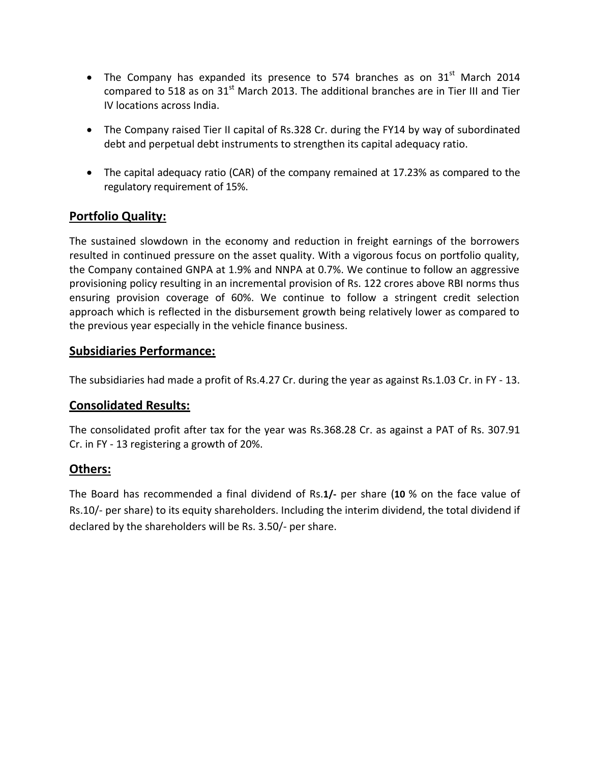- The Company has expanded its presence to 574 branches as on 31st March 2014 compared to 518 as on 31st March 2013. The additional branches are in Tier III and Tier IV locations across India.
- The Company raised Tier II capital of Rs.328 Cr. during the FY14 by way of subordinated debt and perpetual debt instruments to strengthen its capital adequacy ratio.
- The capital adequacy ratio (CAR) of the company remained at 17.23% as compared to the regulatory requirement of 15%.

## Portfolio Quality:

The sustained slowdown in the economy and reduction in freight earnings of the borrowers resulted in continued pressure on the asset quality. With a vigorous focus on portfolio quality, the Company contained GNPA at 1.9% and NNPA at 0.7%. We continue to follow an aggressive provisioning policy resulting in an incremental provision of Rs. 122 crores above RBI norms thus ensuring provision coverage of 60%. We continue to follow a stringent credit selection approach which is reflected in the disbursement growth being relatively lower as compared to the previous year especially in the vehicle finance business.

## Subsidiaries Performance:

The subsidiaries had made a profit of Rs.4.27 Cr. during the year as against Rs.1.03 Cr. in FY - 13.

## Consolidated Results:

The consolidated profit after tax for the year was Rs.368.28 Cr. as against a PAT of Rs. 307.91 Cr. in FY - 13 registering a growth of 20%.

## Others:

The Board has recommended a final dividend of Rs.**1/-** per share (**10** % on the face value of Rs.10/- per share) to its equity shareholders. Including the interim dividend, the total dividend if declared by the shareholders will be Rs. 3.50/- per share.